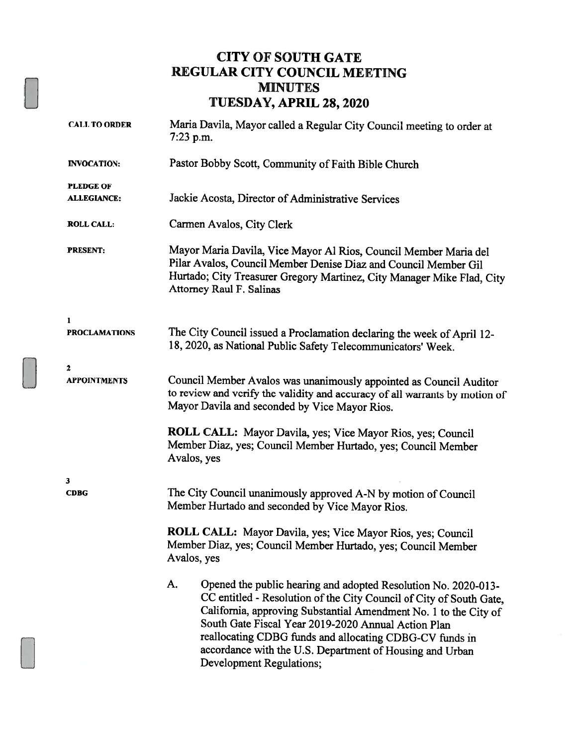# CITY OF SOUTH GATE
# REGULAR CITY COUNCIL MEETING
# MINUTES
# TUESDAY, APRIL 28, 2020

**CALL TO ORDER** Maria Davila, Mayor called a Regular City Council meeting to order at 7:23 p.m.

**INVOCATION:** Pastor Bobby Scott, Community of Faith Bible Church

**PLEDGE OF ALLEGIANCE:** Jackie Acosta, Director of Administrative Services

**ROLL CALL:** Carmen Avalos, City Clerk

**PRESENT:** Mayor Maria Davila, Vice Mayor Al Rios, Council Member Maria del Pilar Avalos, Council Member Denise Diaz and Council Member Gil Hurtado; City Treasurer Gregory Martinez, City Manager Mike Flad, City Attorney Raul F. Salinas

**1**
**PROCLAMATIONS**

The City Council issued a Proclamation declaring the week of April 12-18, 2020, as National Public Safety Telecommunicators' Week.

**2**
**APPOINTMENTS**

Council Member Avalos was unanimously appointed as Council Auditor to review and verify the validity and accuracy of all warrants by motion of Mayor Davila and seconded by Vice Mayor Rios.

**ROLL CALL:** Mayor Davila, yes; Vice Mayor Rios, yes; Council Member Diaz, yes; Council Member Hurtado, yes; Council Member Avalos, yes

**3**
**CDBG**

The City Council unanimously approved A-N by motion of Council Member Hurtado and seconded by Vice Mayor Rios.

**ROLL CALL:** Mayor Davila, yes; Vice Mayor Rios, yes; Council Member Diaz, yes; Council Member Hurtado, yes; Council Member Avalos, yes

A. Opened the public hearing and adopted Resolution No. 2020-013-CC entitled - Resolution of the City Council of City of South Gate, California, approving Substantial Amendment No. 1 to the City of South Gate Fiscal Year 2019-2020 Annual Action Plan reallocating CDBG funds and allocating CDBG-CV funds in accordance with the U.S. Department of Housing and Urban Development Regulations;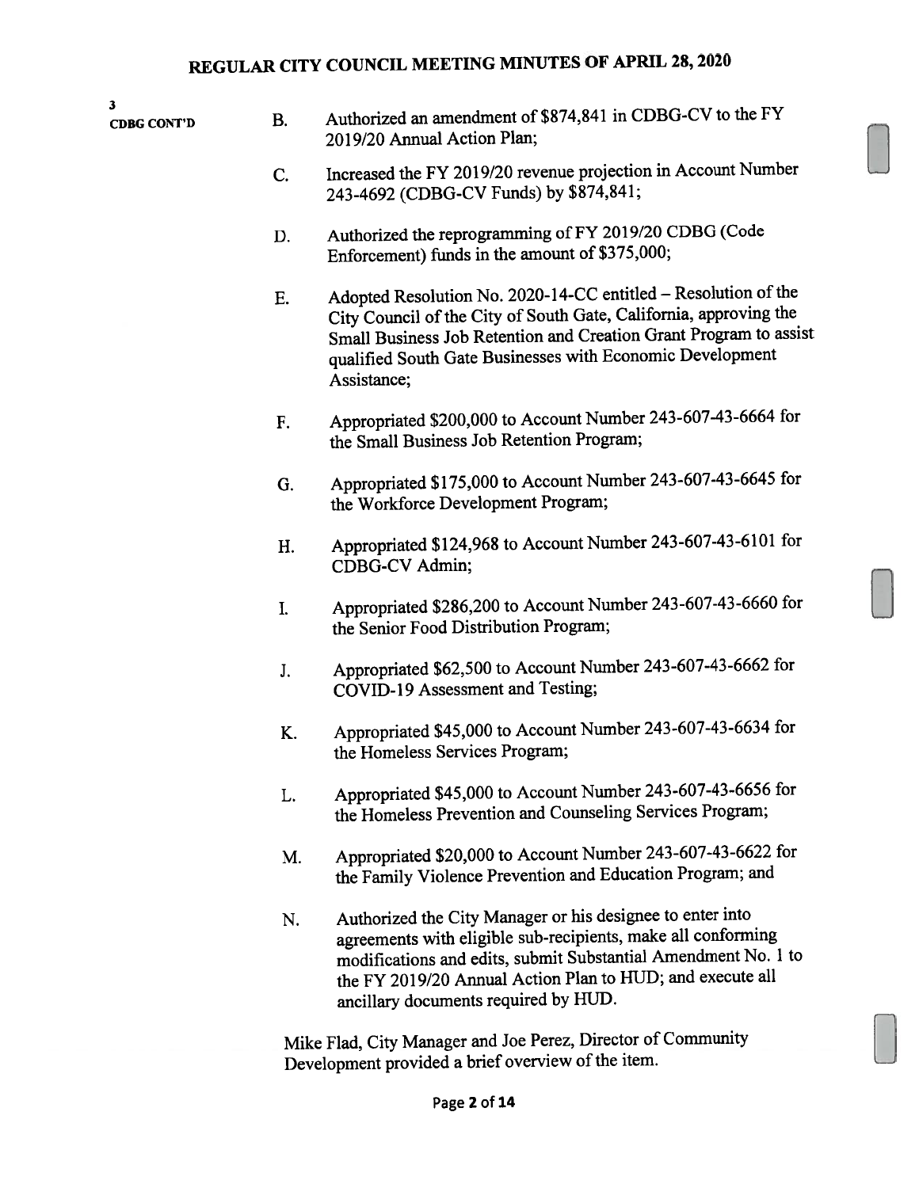3
CDBG CONT'D

B. Authorized an amendment of $874,841 in CDBG-CV to the FY 2019/20 Annual Action Plan;

C. Increased the FY 2019/20 revenue projection in Account Number 243-4692 (CDBG-CV Funds) by $874,841;

D. Authorized the reprogramming of FY 2019/20 CDBG (Code Enforcement) funds in the amount of $375,000;

E. Adopted Resolution No. 2020-14-CC entitled – Resolution of the City Council of the City of South Gate, California, approving the Small Business Job Retention and Creation Grant Program to assist qualified South Gate Businesses with Economic Development Assistance;

F. Appropriated $200,000 to Account Number 243-607-43-6664 for the Small Business Job Retention Program;

G. Appropriated $175,000 to Account Number 243-607-43-6645 for the Workforce Development Program;

H. Appropriated $124,968 to Account Number 243-607-43-6101 for CDBG-CV Admin;

I. Appropriated $286,200 to Account Number 243-607-43-6660 for the Senior Food Distribution Program;

J. Appropriated $62,500 to Account Number 243-607-43-6662 for COVID-19 Assessment and Testing;

K. Appropriated $45,000 to Account Number 243-607-43-6634 for the Homeless Services Program;

L. Appropriated $45,000 to Account Number 243-607-43-6656 for the Homeless Prevention and Counseling Services Program;

M. Appropriated $20,000 to Account Number 243-607-43-6622 for the Family Violence Prevention and Education Program; and

N. Authorized the City Manager or his designee to enter into agreements with eligible sub-recipients, make all conforming modifications and edits, submit Substantial Amendment No. 1 to the FY 2019/20 Annual Action Plan to HUD; and execute all ancillary documents required by HUD.

Mike Flad, City Manager and Joe Perez, Director of Community Development provided a brief overview of the item.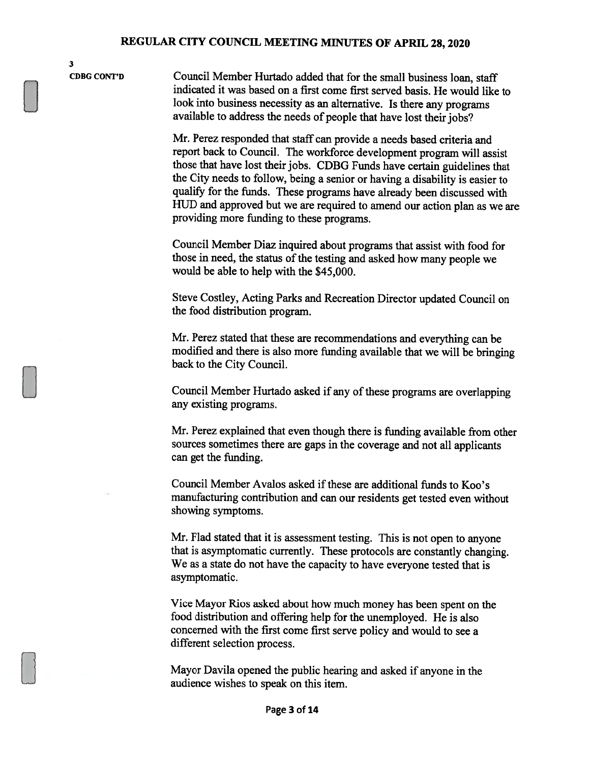3

**CDBG CONT'D**

Council Member Hurtado added that for the small business loan, staff indicated it was based on a first come first served basis. He would like to look into business necessity as an alternative. Is there any programs available to address the needs of people that have lost their jobs?

Mr. Perez responded that staff can provide a needs based criteria and report back to Council. The workforce development program will assist those that have lost their jobs. CDBG Funds have certain guidelines that the City needs to follow, being a senior or having a disability is easier to qualify for the funds. These programs have already been discussed with HUD and approved but we are required to amend our action plan as we are providing more funding to these programs.

Council Member Diaz inquired about programs that assist with food for those in need, the status of the testing and asked how many people we would be able to help with the $45,000.

Steve Costley, Acting Parks and Recreation Director updated Council on the food distribution program.

Mr. Perez stated that these are recommendations and everything can be modified and there is also more funding available that we will be bringing back to the City Council.

Council Member Hurtado asked if any of these programs are overlapping any existing programs.

Mr. Perez explained that even though there is funding available from other sources sometimes there are gaps in the coverage and not all applicants can get the funding.

Council Member Avalos asked if these are additional funds to Koo's manufacturing contribution and can our residents get tested even without showing symptoms.

Mr. Flad stated that it is assessment testing. This is not open to anyone that is asymptomatic currently. These protocols are constantly changing. We as a state do not have the capacity to have everyone tested that is asymptomatic.

Vice Mayor Rios asked about how much money has been spent on the food distribution and offering help for the unemployed. He is also concerned with the first come first serve policy and would to see a different selection process.

Mayor Davila opened the public hearing and asked if anyone in the audience wishes to speak on this item.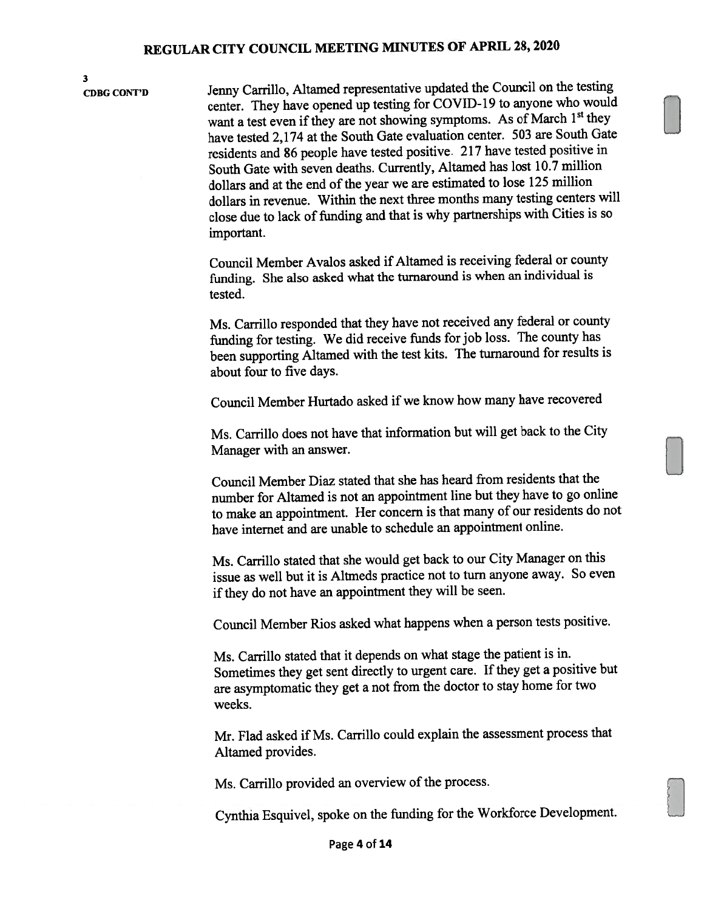3
**CDBG CONT'D**

Jenny Carrillo, Altamed representative updated the Council on the testing center. They have opened up testing for COVID-19 to anyone who would want a test even if they are not showing symptoms. As of March 1st they have tested 2,174 at the South Gate evaluation center. 503 are South Gate residents and 86 people have tested positive. 217 have tested positive in South Gate with seven deaths. Currently, Altamed has lost 10.7 million dollars and at the end of the year we are estimated to lose 125 million dollars in revenue. Within the next three months many testing centers will close due to lack of funding and that is why partnerships with Cities is so important.

Council Member Avalos asked if Altamed is receiving federal or county funding. She also asked what the turnaround is when an individual is tested.

Ms. Carrillo responded that they have not received any federal or county funding for testing. We did receive funds for job loss. The county has been supporting Altamed with the test kits. The turnaround for results is about four to five days.

Council Member Hurtado asked if we know how many have recovered

Ms. Carrillo does not have that information but will get back to the City Manager with an answer.

Council Member Diaz stated that she has heard from residents that the number for Altamed is not an appointment line but they have to go online to make an appointment. Her concern is that many of our residents do not have internet and are unable to schedule an appointment online.

Ms. Carrillo stated that she would get back to our City Manager on this issue as well but it is Altmeds practice not to turn anyone away. So even if they do not have an appointment they will be seen.

Council Member Rios asked what happens when a person tests positive.

Ms. Carrillo stated that it depends on what stage the patient is in. Sometimes they get sent directly to urgent care. If they get a positive but are asymptomatic they get a not from the doctor to stay home for two weeks.

Mr. Flad asked if Ms. Carrillo could explain the assessment process that Altamed provides.

Ms. Carrillo provided an overview of the process.

Cynthia Esquivel, spoke on the funding for the Workforce Development.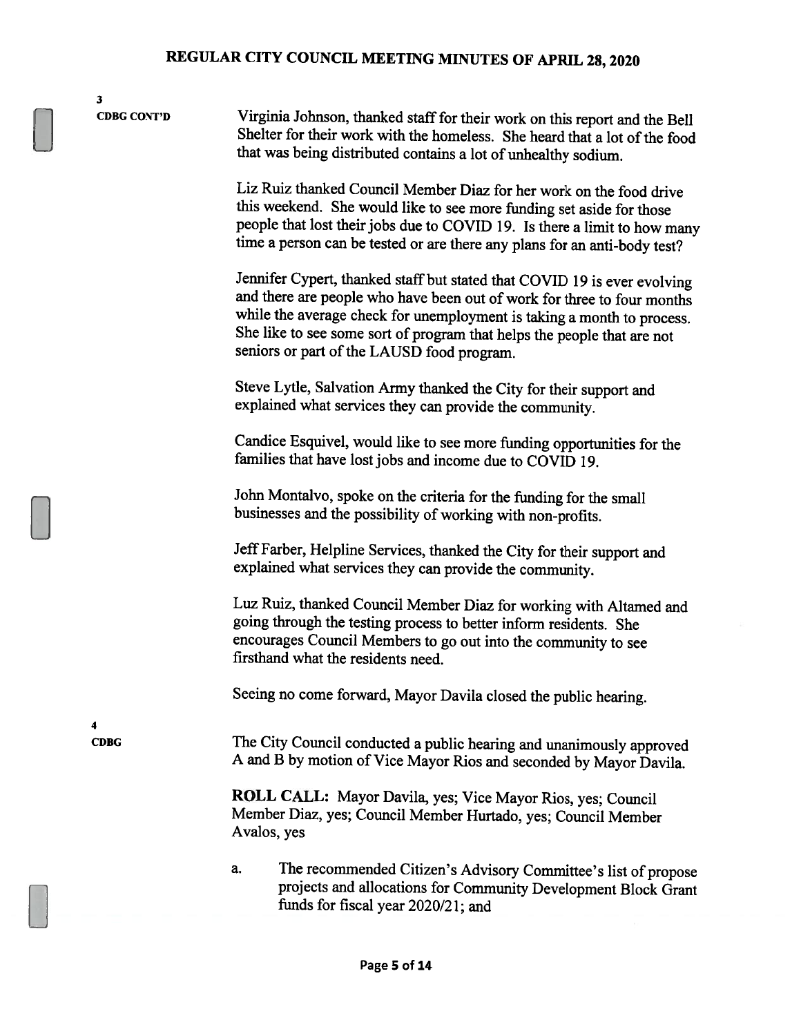**3**
**CDBG CONT'D**

Virginia Johnson, thanked staff for their work on this report and the Bell Shelter for their work with the homeless. She heard that a lot of the food that was being distributed contains a lot of unhealthy sodium.

Liz Ruiz thanked Council Member Diaz for her work on the food drive this weekend. She would like to see more funding set aside for those people that lost their jobs due to COVID 19. Is there a limit to how many time a person can be tested or are there any plans for an anti-body test?

Jennifer Cypert, thanked staff but stated that COVID 19 is ever evolving and there are people who have been out of work for three to four months while the average check for unemployment is taking a month to process. She like to see some sort of program that helps the people that are not seniors or part of the LAUSD food program.

Steve Lytle, Salvation Army thanked the City for their support and explained what services they can provide the community.

Candice Esquivel, would like to see more funding opportunities for the families that have lost jobs and income due to COVID 19.

John Montalvo, spoke on the criteria for the funding for the small businesses and the possibility of working with non-profits.

Jeff Farber, Helpline Services, thanked the City for their support and explained what services they can provide the community.

Luz Ruiz, thanked Council Member Diaz for working with Altamed and going through the testing process to better inform residents. She encourages Council Members to go out into the community to see firsthand what the residents need.

Seeing no come forward, Mayor Davila closed the public hearing.

**4**
**CDBG**

The City Council conducted a public hearing and unanimously approved A and B by motion of Vice Mayor Rios and seconded by Mayor Davila.

**ROLL CALL:** Mayor Davila, yes; Vice Mayor Rios, yes; Council Member Diaz, yes; Council Member Hurtado, yes; Council Member Avalos, yes

a. The recommended Citizen's Advisory Committee's list of propose projects and allocations for Community Development Block Grant funds for fiscal year 2020/21; and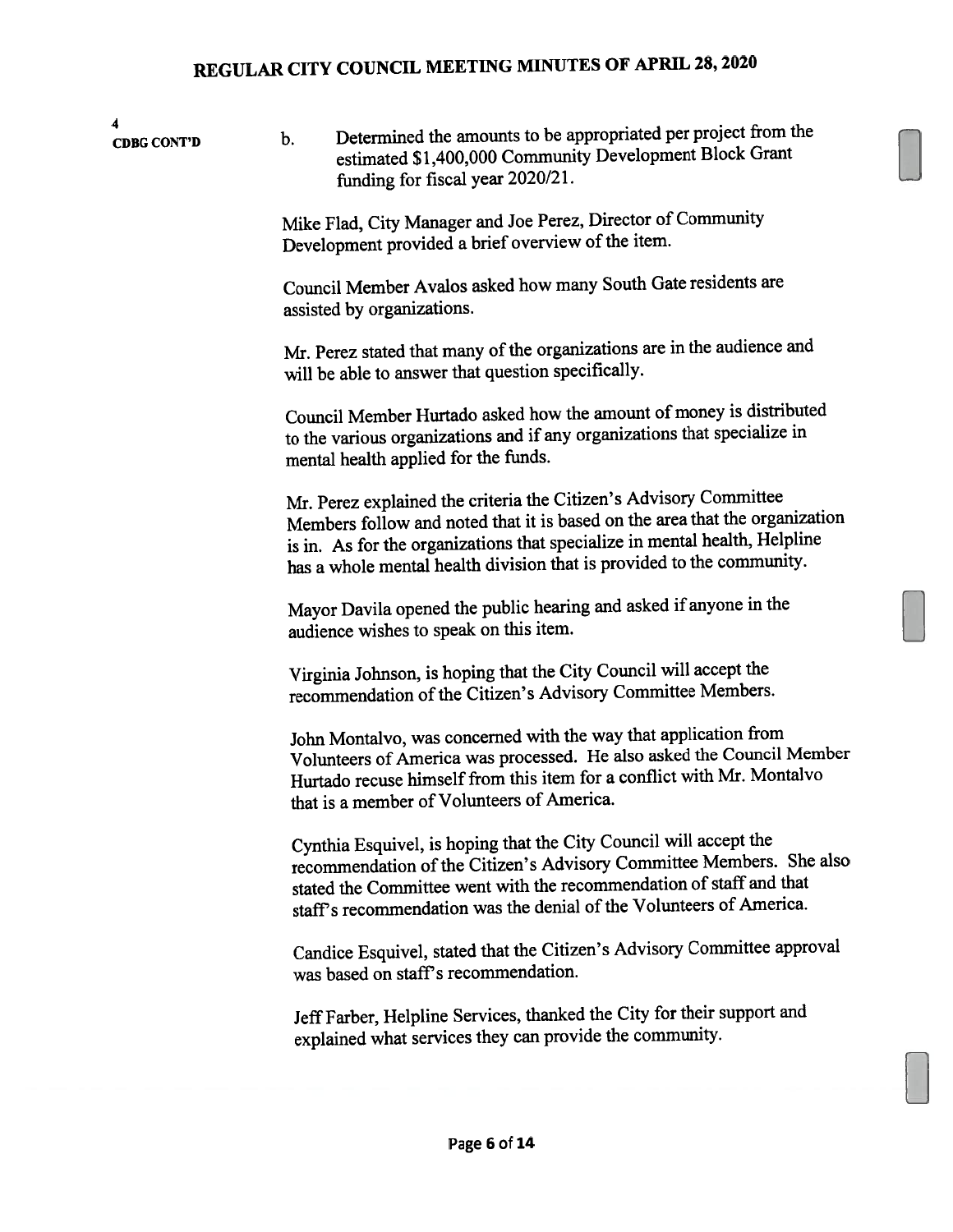4
**CDBG CONT'D**

b. Determined the amounts to be appropriated per project from the estimated $1,400,000 Community Development Block Grant funding for fiscal year 2020/21.

Mike Flad, City Manager and Joe Perez, Director of Community Development provided a brief overview of the item.

Council Member Avalos asked how many South Gate residents are assisted by organizations.

Mr. Perez stated that many of the organizations are in the audience and will be able to answer that question specifically.

Council Member Hurtado asked how the amount of money is distributed to the various organizations and if any organizations that specialize in mental health applied for the funds.

Mr. Perez explained the criteria the Citizen's Advisory Committee Members follow and noted that it is based on the area that the organization is in. As for the organizations that specialize in mental health, Helpline has a whole mental health division that is provided to the community.

Mayor Davila opened the public hearing and asked if anyone in the audience wishes to speak on this item.

Virginia Johnson, is hoping that the City Council will accept the recommendation of the Citizen's Advisory Committee Members.

John Montalvo, was concerned with the way that application from Volunteers of America was processed. He also asked the Council Member Hurtado recuse himself from this item for a conflict with Mr. Montalvo that is a member of Volunteers of America.

Cynthia Esquivel, is hoping that the City Council will accept the recommendation of the Citizen's Advisory Committee Members. She also stated the Committee went with the recommendation of staff and that staff's recommendation was the denial of the Volunteers of America.

Candice Esquivel, stated that the Citizen's Advisory Committee approval was based on staff's recommendation.

Jeff Farber, Helpline Services, thanked the City for their support and explained what services they can provide the community.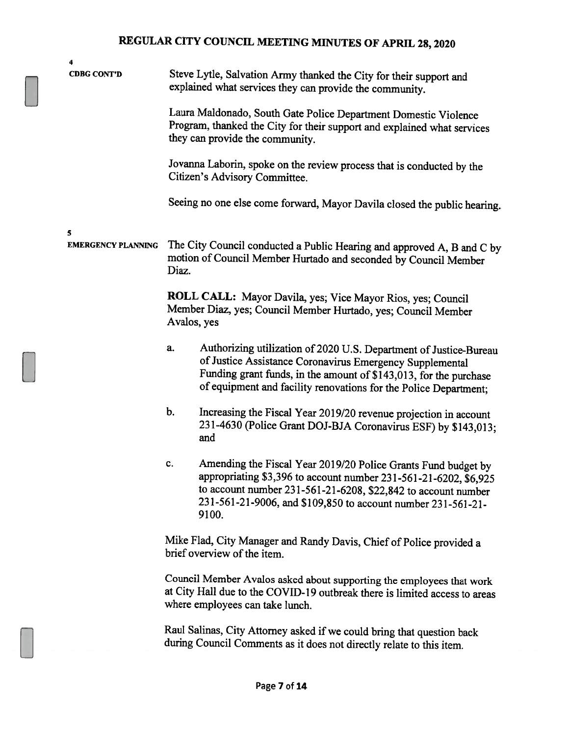4

**CDBG CONT'D**

Steve Lytle, Salvation Army thanked the City for their support and explained what services they can provide the community.

Laura Maldonado, South Gate Police Department Domestic Violence Program, thanked the City for their support and explained what services they can provide the community.

Jovanna Laborin, spoke on the review process that is conducted by the Citizen's Advisory Committee.

Seeing no one else come forward, Mayor Davila closed the public hearing.

5

**EMERGENCY PLANNING**

The City Council conducted a Public Hearing and approved A, B and C by motion of Council Member Hurtado and seconded by Council Member Diaz.

**ROLL CALL:** Mayor Davila, yes; Vice Mayor Rios, yes; Council Member Diaz, yes; Council Member Hurtado, yes; Council Member Avalos, yes

a. Authorizing utilization of 2020 U.S. Department of Justice-Bureau of Justice Assistance Coronavirus Emergency Supplemental Funding grant funds, in the amount of $143,013, for the purchase of equipment and facility renovations for the Police Department;

b. Increasing the Fiscal Year 2019/20 revenue projection in account 231-4630 (Police Grant DOJ-BJA Coronavirus ESF) by $143,013; and

c. Amending the Fiscal Year 2019/20 Police Grants Fund budget by appropriating $3,396 to account number 231-561-21-6202, $6,925 to account number 231-561-21-6208, $22,842 to account number 231-561-21-9006, and $109,850 to account number 231-561-21-9100.

Mike Flad, City Manager and Randy Davis, Chief of Police provided a brief overview of the item.

Council Member Avalos asked about supporting the employees that work at City Hall due to the COVID-19 outbreak there is limited access to areas where employees can take lunch.

Raul Salinas, City Attorney asked if we could bring that question back during Council Comments as it does not directly relate to this item.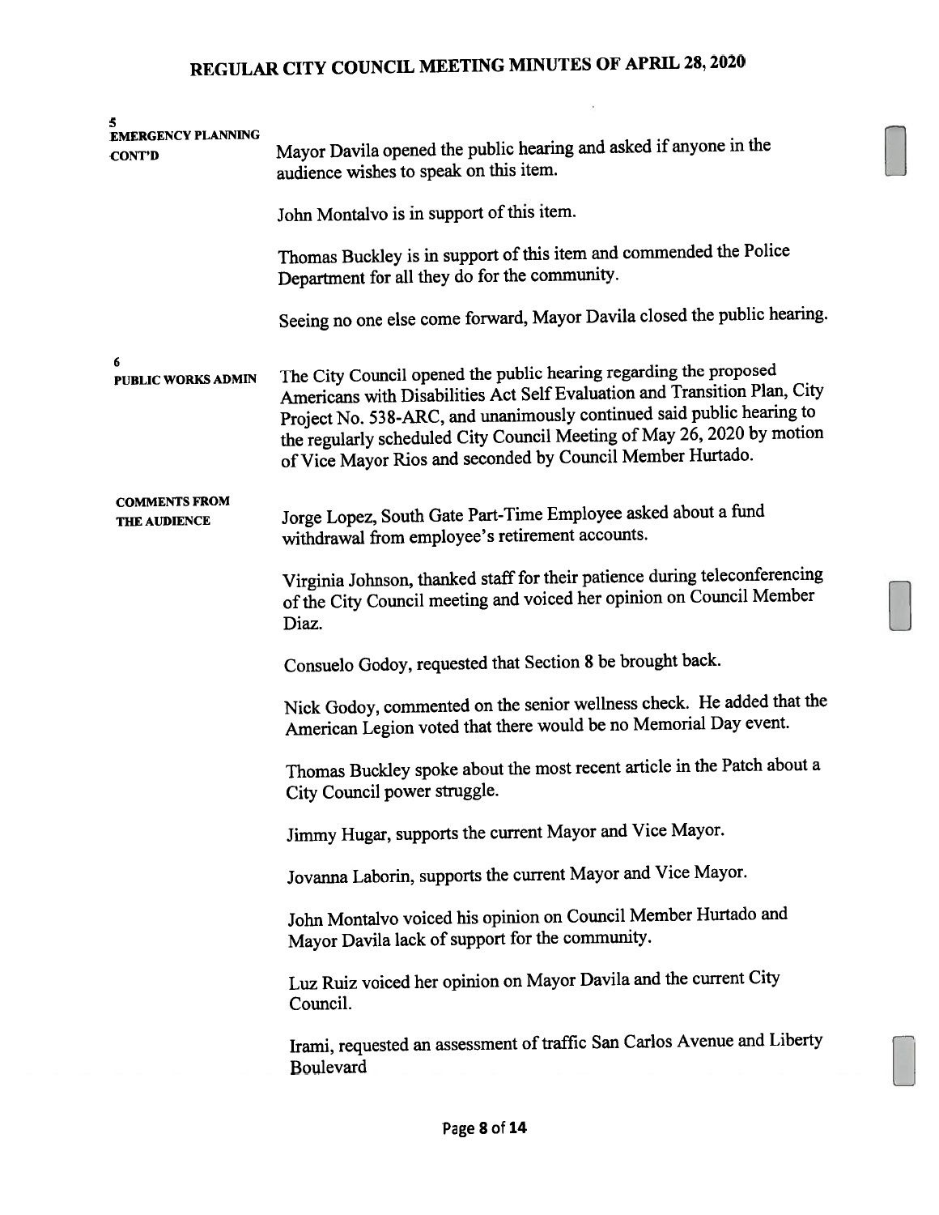# REGULAR CITY COUNCIL MEETING MINUTES OF APRIL 28, 2020

**5**
**EMERGENCY PLANNING CONT'D**

Mayor Davila opened the public hearing and asked if anyone in the audience wishes to speak on this item.

John Montalvo is in support of this item.

Thomas Buckley is in support of this item and commended the Police Department for all they do for the community.

Seeing no one else come forward, Mayor Davila closed the public hearing.

**6**
**PUBLIC WORKS ADMIN**

The City Council opened the public hearing regarding the proposed Americans with Disabilities Act Self Evaluation and Transition Plan, City Project No. 538-ARC, and unanimously continued said public hearing to the regularly scheduled City Council Meeting of May 26, 2020 by motion of Vice Mayor Rios and seconded by Council Member Hurtado.

**COMMENTS FROM THE AUDIENCE**

Jorge Lopez, South Gate Part-Time Employee asked about a fund withdrawal from employee's retirement accounts.

Virginia Johnson, thanked staff for their patience during teleconferencing of the City Council meeting and voiced her opinion on Council Member Diaz.

Consuelo Godoy, requested that Section 8 be brought back.

Nick Godoy, commented on the senior wellness check. He added that the American Legion voted that there would be no Memorial Day event.

Thomas Buckley spoke about the most recent article in the Patch about a City Council power struggle.

Jimmy Hugar, supports the current Mayor and Vice Mayor.

Jovanna Laborin, supports the current Mayor and Vice Mayor.

John Montalvo voiced his opinion on Council Member Hurtado and Mayor Davila lack of support for the community.

Luz Ruiz voiced her opinion on Mayor Davila and the current City Council.

Irami, requested an assessment of traffic San Carlos Avenue and Liberty Boulevard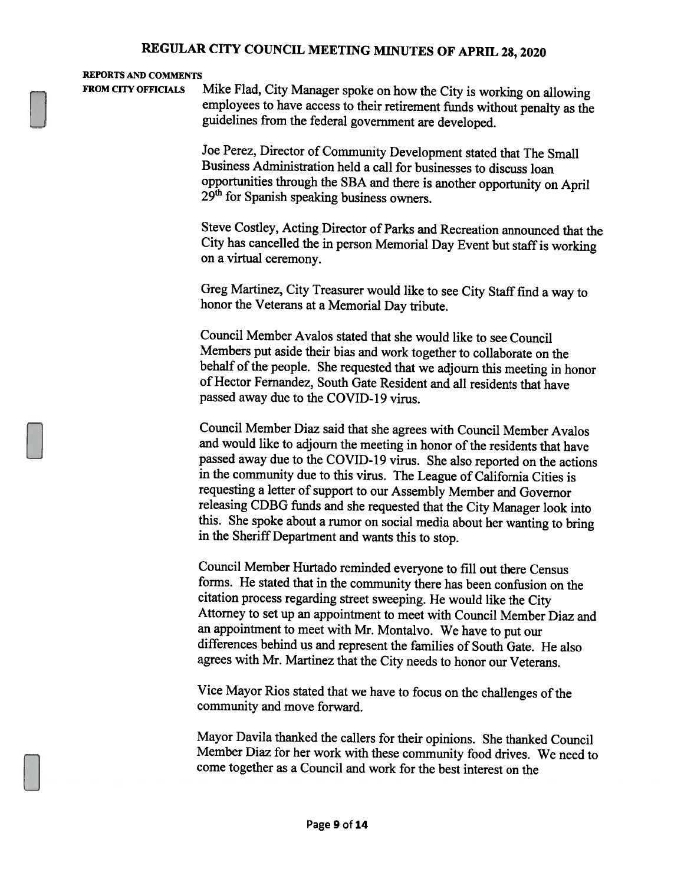# REGULAR CITY COUNCIL MEETING MINUTES OF APRIL 28, 2020

**REPORTS AND COMMENTS FROM CITY OFFICIALS**

Mike Flad, City Manager spoke on how the City is working on allowing employees to have access to their retirement funds without penalty as the guidelines from the federal government are developed.

Joe Perez, Director of Community Development stated that The Small Business Administration held a call for businesses to discuss loan opportunities through the SBA and there is another opportunity on April 29th for Spanish speaking business owners.

Steve Costley, Acting Director of Parks and Recreation announced that the City has cancelled the in person Memorial Day Event but staff is working on a virtual ceremony.

Greg Martinez, City Treasurer would like to see City Staff find a way to honor the Veterans at a Memorial Day tribute.

Council Member Avalos stated that she would like to see Council Members put aside their bias and work together to collaborate on the behalf of the people. She requested that we adjourn this meeting in honor of Hector Fernandez, South Gate Resident and all residents that have passed away due to the COVID-19 virus.

Council Member Diaz said that she agrees with Council Member Avalos and would like to adjourn the meeting in honor of the residents that have passed away due to the COVID-19 virus. She also reported on the actions in the community due to this virus. The League of California Cities is requesting a letter of support to our Assembly Member and Governor releasing CDBG funds and she requested that the City Manager look into this. She spoke about a rumor on social media about her wanting to bring in the Sheriff Department and wants this to stop.

Council Member Hurtado reminded everyone to fill out there Census forms. He stated that in the community there has been confusion on the citation process regarding street sweeping. He would like the City Attorney to set up an appointment to meet with Council Member Diaz and an appointment to meet with Mr. Montalvo. We have to put our differences behind us and represent the families of South Gate. He also agrees with Mr. Martinez that the City needs to honor our Veterans.

Vice Mayor Rios stated that we have to focus on the challenges of the community and move forward.

Mayor Davila thanked the callers for their opinions. She thanked Council Member Diaz for her work with these community food drives. We need to come together as a Council and work for the best interest on the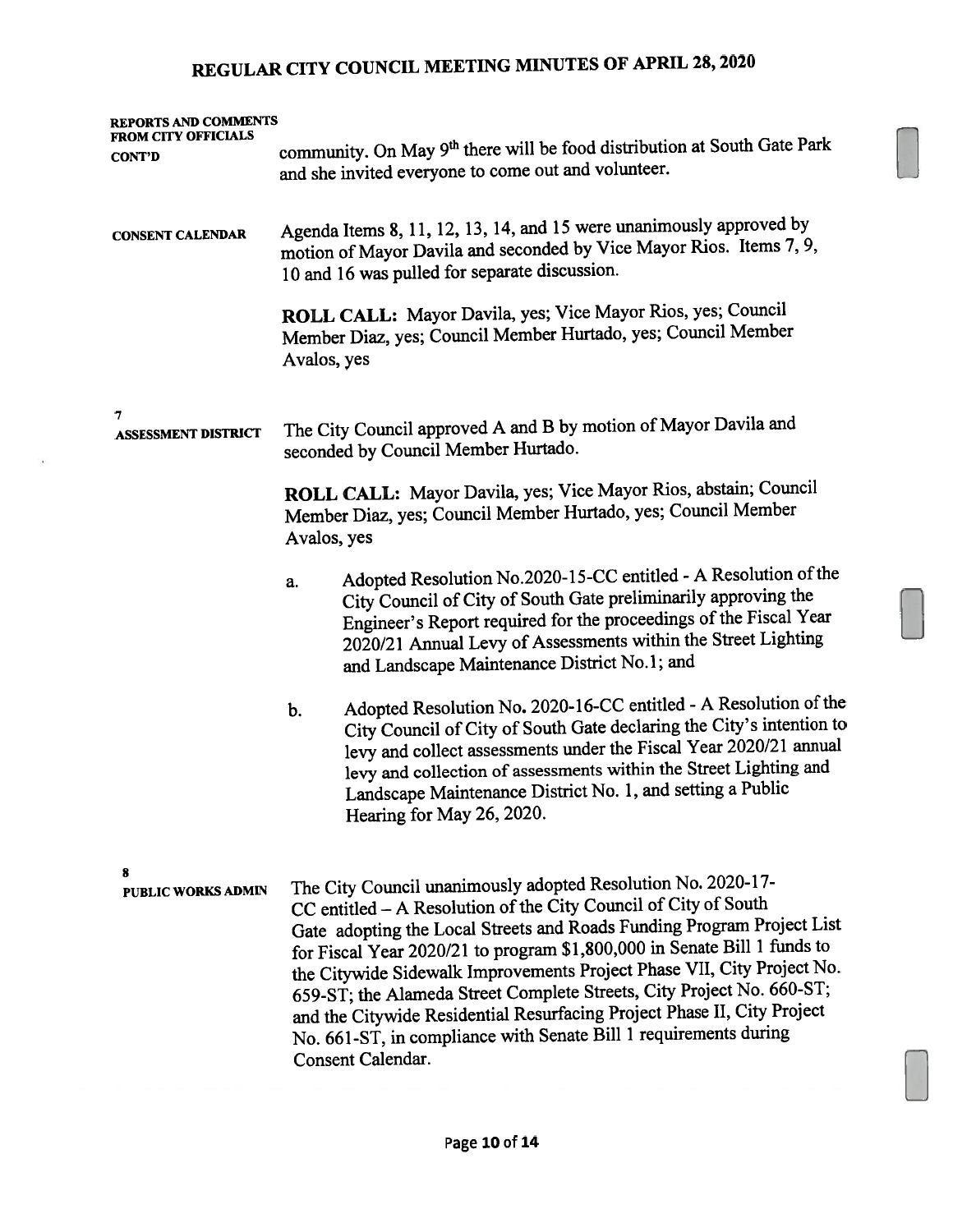**REPORTS AND COMMENTS FROM CITY OFFICIALS CONT'D**

community. On May 9th there will be food distribution at South Gate Park and she invited everyone to come out and volunteer.

**CONSENT CALENDAR**

Agenda Items 8, 11, 12, 13, 14, and 15 were unanimously approved by motion of Mayor Davila and seconded by Vice Mayor Rios. Items 7, 9, 10 and 16 was pulled for separate discussion.

**ROLL CALL:** Mayor Davila, yes; Vice Mayor Rios, yes; Council Member Diaz, yes; Council Member Hurtado, yes; Council Member Avalos, yes

**7**
**ASSESSMENT DISTRICT**

The City Council approved A and B by motion of Mayor Davila and seconded by Council Member Hurtado.

**ROLL CALL:** Mayor Davila, yes; Vice Mayor Rios, abstain; Council Member Diaz, yes; Council Member Hurtado, yes; Council Member Avalos, yes

a. Adopted Resolution No.2020-15-CC entitled - A Resolution of the City Council of City of South Gate preliminarily approving the Engineer's Report required for the proceedings of the Fiscal Year 2020/21 Annual Levy of Assessments within the Street Lighting and Landscape Maintenance District No.1; and

b. Adopted Resolution No. 2020-16-CC entitled - A Resolution of the City Council of City of South Gate declaring the City's intention to levy and collect assessments under the Fiscal Year 2020/21 annual levy and collection of assessments within the Street Lighting and Landscape Maintenance District No. 1, and setting a Public Hearing for May 26, 2020.

**8**
**PUBLIC WORKS ADMIN**

The City Council unanimously adopted Resolution No. 2020-17-CC entitled – A Resolution of the City Council of City of South Gate adopting the Local Streets and Roads Funding Program Project List for Fiscal Year 2020/21 to program $1,800,000 in Senate Bill 1 funds to the Citywide Sidewalk Improvements Project Phase VII, City Project No. 659-ST; the Alameda Street Complete Streets, City Project No. 660-ST; and the Citywide Residential Resurfacing Project Phase II, City Project No. 661-ST, in compliance with Senate Bill 1 requirements during Consent Calendar.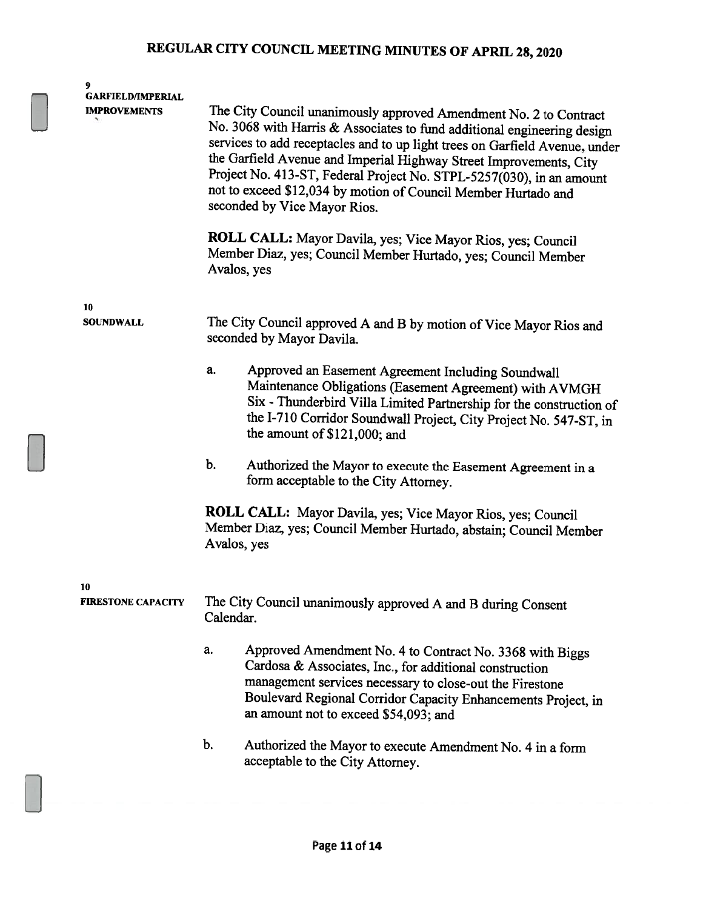**9**
**GARFIELD/IMPERIAL IMPROVEMENTS**

The City Council unanimously approved Amendment No. 2 to Contract No. 3068 with Harris & Associates to fund additional engineering design services to add receptacles and to up light trees on Garfield Avenue, under the Garfield Avenue and Imperial Highway Street Improvements, City Project No. 413-ST, Federal Project No. STPL-5257(030), in an amount not to exceed $12,034 by motion of Council Member Hurtado and seconded by Vice Mayor Rios.

**ROLL CALL:** Mayor Davila, yes; Vice Mayor Rios, yes; Council Member Diaz, yes; Council Member Hurtado, yes; Council Member Avalos, yes

**10**
**SOUNDWALL**

The City Council approved A and B by motion of Vice Mayor Rios and seconded by Mayor Davila.

a. Approved an Easement Agreement Including Soundwall Maintenance Obligations (Easement Agreement) with AVMGH Six - Thunderbird Villa Limited Partnership for the construction of the I-710 Corridor Soundwall Project, City Project No. 547-ST, in the amount of $121,000; and

b. Authorized the Mayor to execute the Easement Agreement in a form acceptable to the City Attorney.

**ROLL CALL:** Mayor Davila, yes; Vice Mayor Rios, yes; Council Member Diaz, yes; Council Member Hurtado, abstain; Council Member Avalos, yes

**10**
**FIRESTONE CAPACITY**

The City Council unanimously approved A and B during Consent Calendar.

a. Approved Amendment No. 4 to Contract No. 3368 with Biggs Cardosa & Associates, Inc., for additional construction management services necessary to close-out the Firestone Boulevard Regional Corridor Capacity Enhancements Project, in an amount not to exceed $54,093; and

b. Authorized the Mayor to execute Amendment No. 4 in a form acceptable to the City Attorney.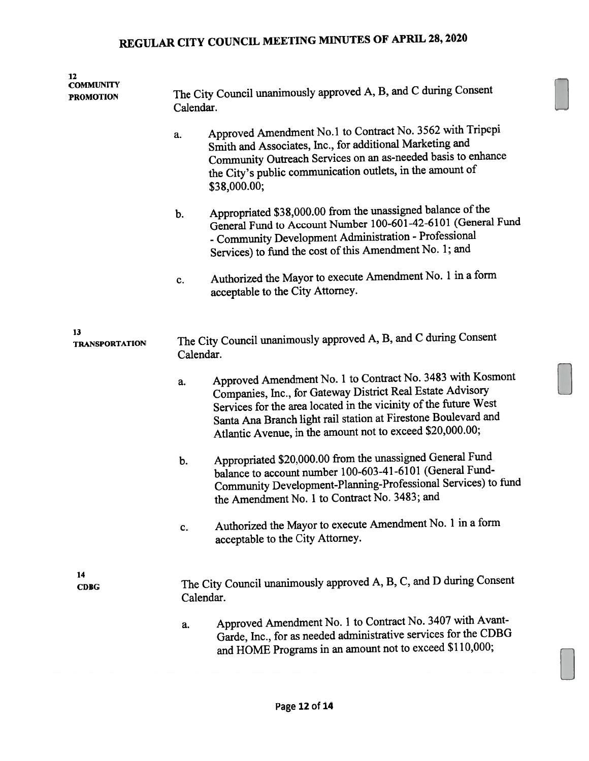**12**
**COMMUNITY PROMOTION**

The City Council unanimously approved A, B, and C during Consent Calendar.

a. Approved Amendment No.1 to Contract No. 3562 with Tripepi Smith and Associates, Inc., for additional Marketing and Community Outreach Services on an as-needed basis to enhance the City's public communication outlets, in the amount of $38,000.00;

b. Appropriated $38,000.00 from the unassigned balance of the General Fund to Account Number 100-601-42-6101 (General Fund - Community Development Administration - Professional Services) to fund the cost of this Amendment No. 1; and

c. Authorized the Mayor to execute Amendment No. 1 in a form acceptable to the City Attorney.

**13**
**TRANSPORTATION**

The City Council unanimously approved A, B, and C during Consent Calendar.

a. Approved Amendment No. 1 to Contract No. 3483 with Kosmont Companies, Inc., for Gateway District Real Estate Advisory Services for the area located in the vicinity of the future West Santa Ana Branch light rail station at Firestone Boulevard and Atlantic Avenue, in the amount not to exceed $20,000.00;

b. Appropriated $20,000.00 from the unassigned General Fund balance to account number 100-603-41-6101 (General Fund-Community Development-Planning-Professional Services) to fund the Amendment No. 1 to Contract No. 3483; and

c. Authorized the Mayor to execute Amendment No. 1 in a form acceptable to the City Attorney.

**14**
**CDBG**

The City Council unanimously approved A, B, C, and D during Consent Calendar.

a. Approved Amendment No. 1 to Contract No. 3407 with Avant-Garde, Inc., for as needed administrative services for the CDBG and HOME Programs in an amount not to exceed $110,000;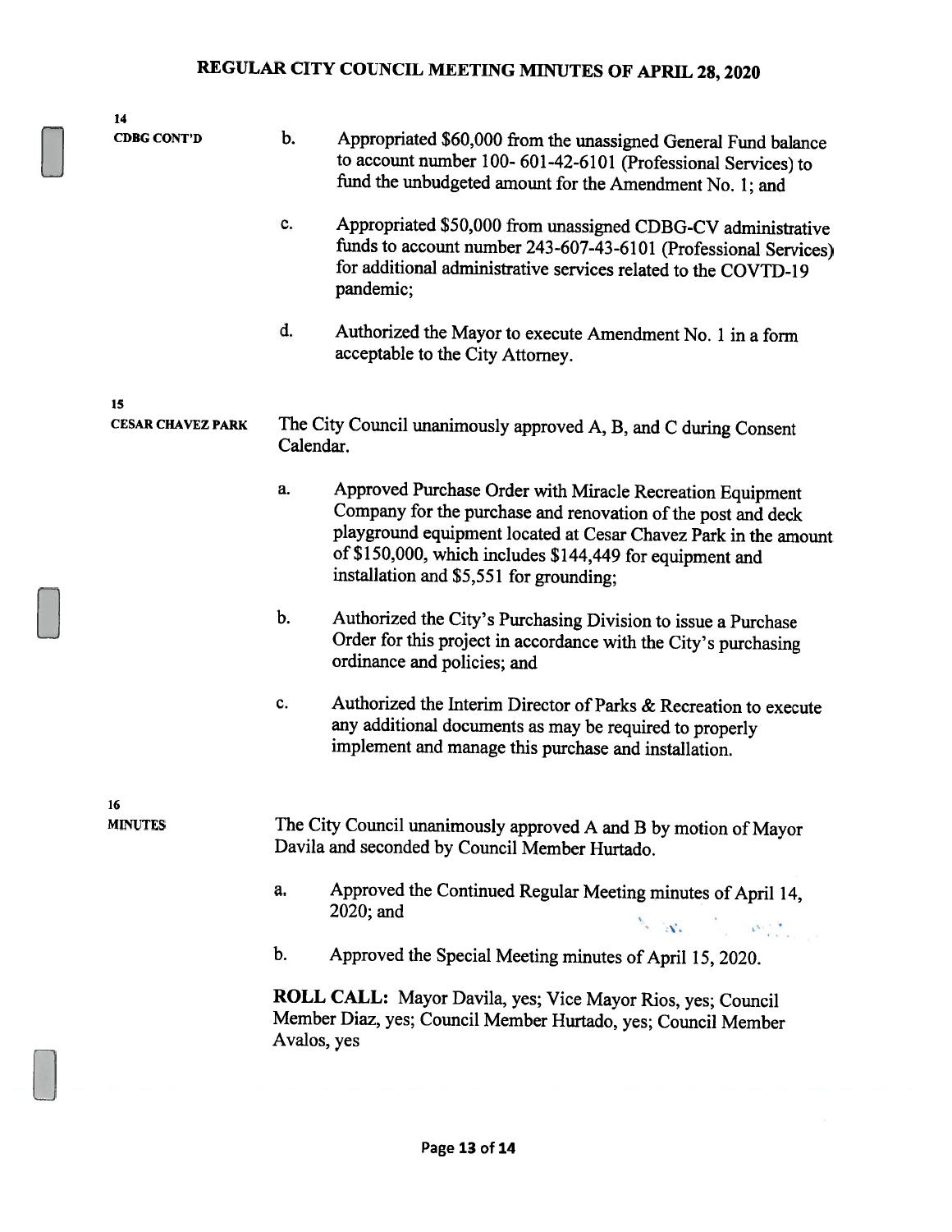# REGULAR CITY COUNCIL MEETING MINUTES OF APRIL 28, 2020

**14**
**CDBG CONT'D**

b. Appropriated $60,000 from the unassigned General Fund balance to account number 100- 601-42-6101 (Professional Services) to fund the unbudgeted amount for the Amendment No. 1; and

c. Appropriated $50,000 from unassigned CDBG-CV administrative funds to account number 243-607-43-6101 (Professional Services) for additional administrative services related to the COVTD-19 pandemic;

d. Authorized the Mayor to execute Amendment No. 1 in a form acceptable to the City Attorney.

**15**
**CESAR CHAVEZ PARK**

The City Council unanimously approved A, B, and C during Consent Calendar.

a. Approved Purchase Order with Miracle Recreation Equipment Company for the purchase and renovation of the post and deck playground equipment located at Cesar Chavez Park in the amount of $150,000, which includes $144,449 for equipment and installation and $5,551 for grounding;

b. Authorized the City's Purchasing Division to issue a Purchase Order for this project in accordance with the City's purchasing ordinance and policies; and

c. Authorized the Interim Director of Parks & Recreation to execute any additional documents as may be required to properly implement and manage this purchase and installation.

**16**
**MINUTES**

The City Council unanimously approved A and B by motion of Mayor Davila and seconded by Council Member Hurtado.

a. Approved the Continued Regular Meeting minutes of April 14, 2020; and

b. Approved the Special Meeting minutes of April 15, 2020.

**ROLL CALL:** Mayor Davila, yes; Vice Mayor Rios, yes; Council Member Diaz, yes; Council Member Hurtado, yes; Council Member Avalos, yes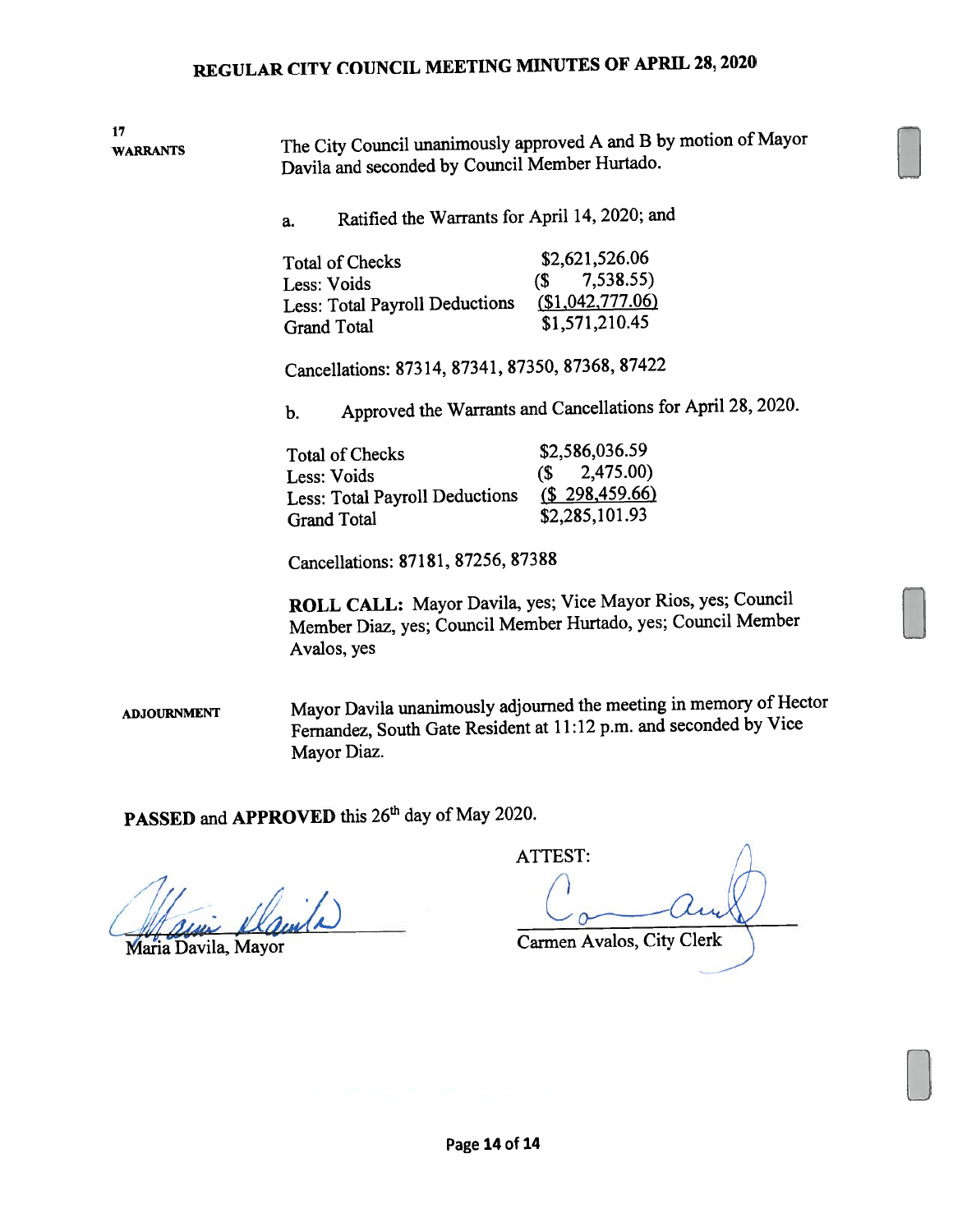# REGULAR CITY COUNCIL MEETING MINUTES OF APRIL 28, 2020

**17**
**WARRANTS**

The City Council unanimously approved A and B by motion of Mayor Davila and seconded by Council Member Hurtado.

a. Ratified the Warrants for April 14, 2020; and

| | |
|---|---|
| Total of Checks | $2,621,526.06 |
| Less: Voids | ($ 7,538.55) |
| Less: Total Payroll Deductions | ($1,042,777.06) |
| Grand Total | $1,571,210.45 |

Cancellations: 87314, 87341, 87350, 87368, 87422

b. Approved the Warrants and Cancellations for April 28, 2020.

| | |
|---|---|
| Total of Checks | $2,586,036.59 |
| Less: Voids | ($ 2,475.00) |
| Less: Total Payroll Deductions | ($ 298,459.66) |
| Grand Total | $2,285,101.93 |

Cancellations: 87181, 87256, 87388

**ROLL CALL:** Mayor Davila, yes; Vice Mayor Rios, yes; Council Member Diaz, yes; Council Member Hurtado, yes; Council Member Avalos, yes

**ADJOURNMENT**

Mayor Davila unanimously adjourned the meeting in memory of Hector Fernandez, South Gate Resident at 11:12 p.m. and seconded by Vice Mayor Diaz.

**PASSED** and **APPROVED** this 26th day of May 2020.

Maria Davila, Mayor

ATTEST:

Carmen Avalos, City Clerk